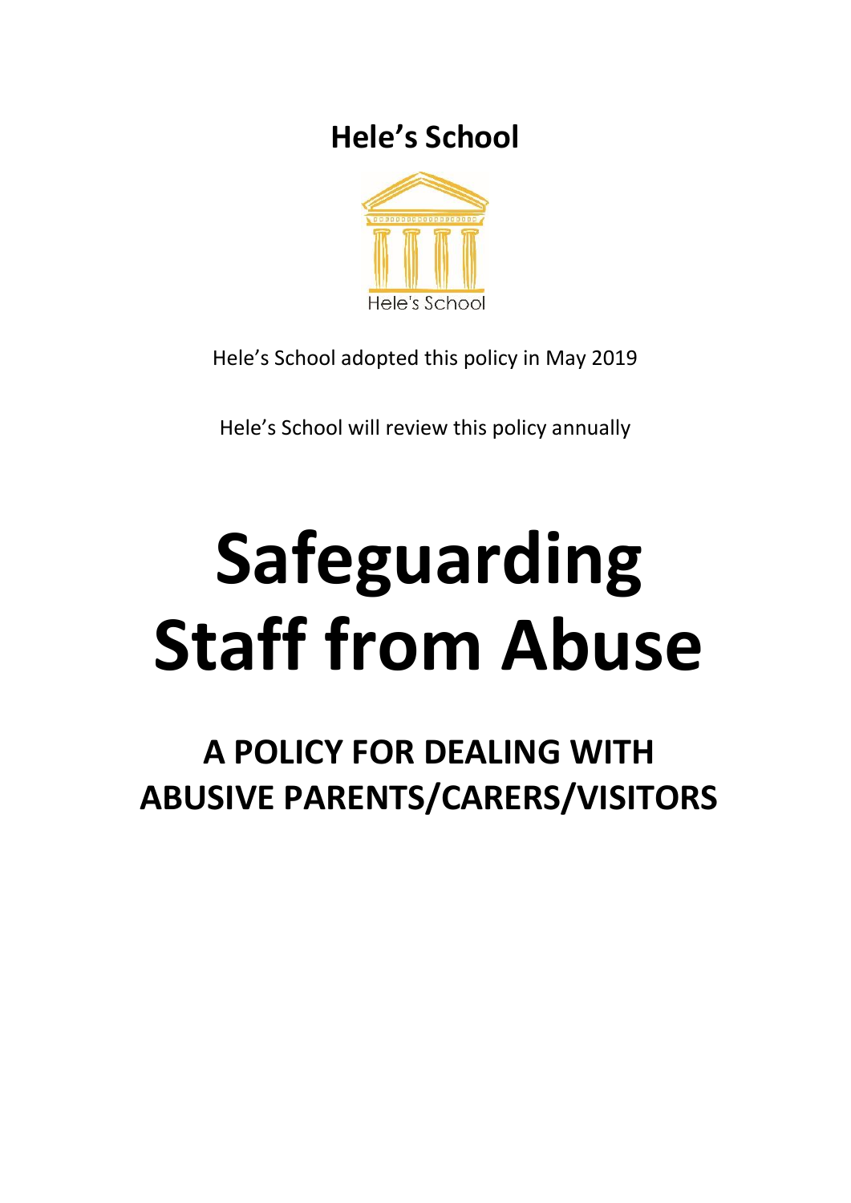**Hele's School**

Hele's School adopted this policy in May 2019

Hele's School will review this policy annually

# Safeguarding Staff from Abuse

## A POLICY FOR DEALING WITH ABUSIVE PARENTS/CARERS/VISITORS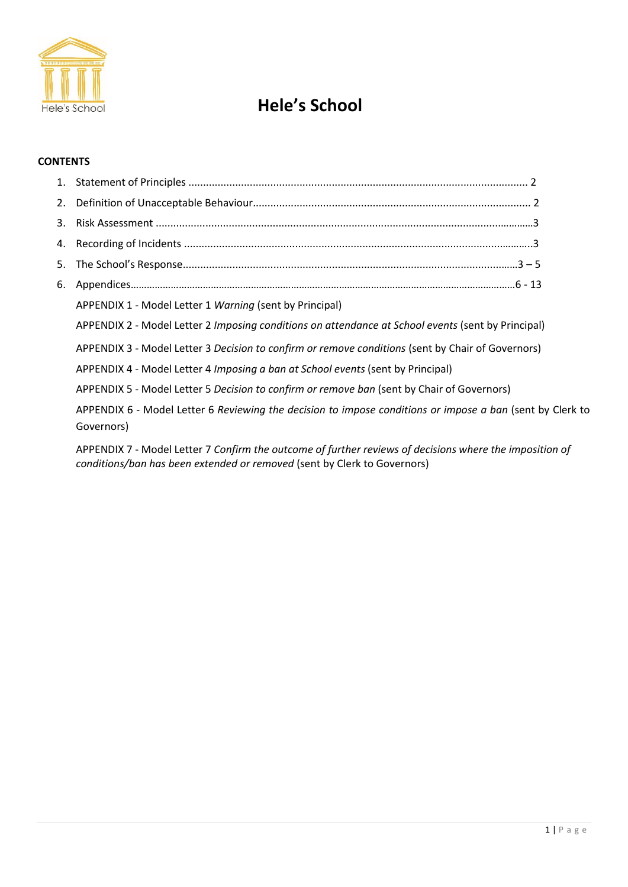# Hele's School

**CONTENTS**

1. Statement of Principles ........................................................................................................ 2
2. Definition of Unacceptable Behaviour.................................................................................... 2
3. Risk Assessment ........................................................................................................................3
4. Recording of Incidents ...............................................................................................................3
5. The School's Response.........................................................................................................3 – 5
6. Appendices.............................................................................................................................6 - 13

APPENDIX 1 - Model Letter 1 *Warning* (sent by Principal)

APPENDIX 2 - Model Letter 2 *Imposing conditions on attendance at School events* (sent by Principal)

APPENDIX 3 - Model Letter 3 *Decision to confirm or remove conditions* (sent by Chair of Governors)

APPENDIX 4 - Model Letter 4 *Imposing a ban at School events* (sent by Principal)

APPENDIX 5 - Model Letter 5 *Decision to confirm or remove ban* (sent by Chair of Governors)

APPENDIX 6 - Model Letter 6 *Reviewing the decision to impose conditions or impose a ban* (sent by Clerk to Governors)

APPENDIX 7 - Model Letter 7 *Confirm the outcome of further reviews of decisions where the imposition of conditions/ban has been extended or removed* (sent by Clerk to Governors)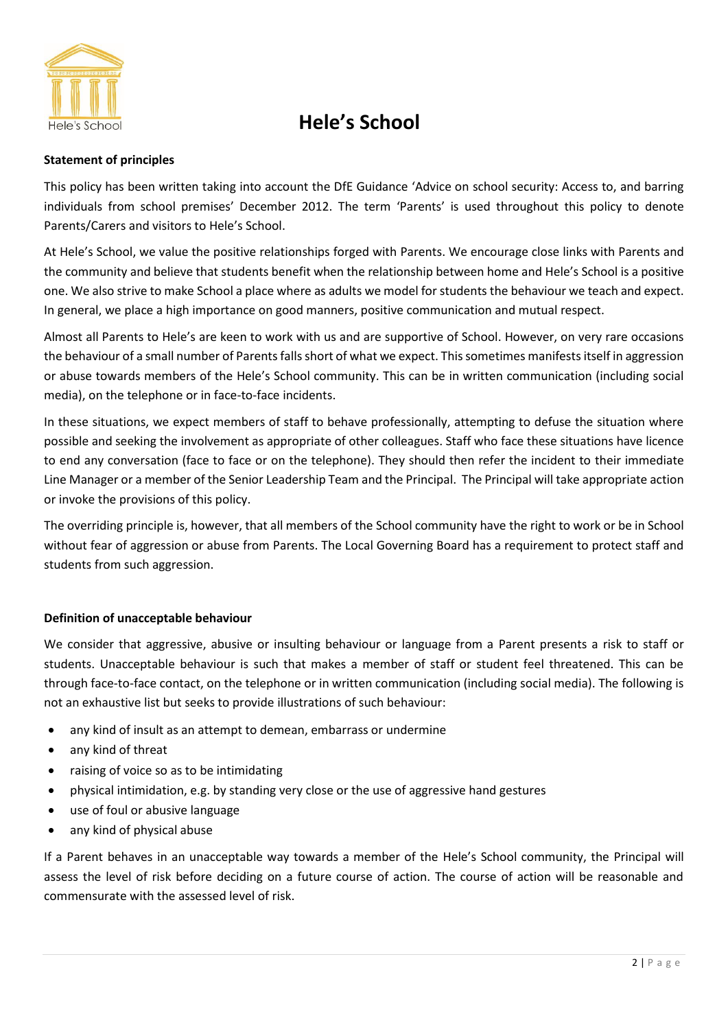# Hele's School

**Statement of principles**

This policy has been written taking into account the DfE Guidance 'Advice on school security: Access to, and barring individuals from school premises' December 2012. The term 'Parents' is used throughout this policy to denote Parents/Carers and visitors to Hele's School.

At Hele's School, we value the positive relationships forged with Parents. We encourage close links with Parents and the community and believe that students benefit when the relationship between home and Hele's School is a positive one. We also strive to make School a place where as adults we model for students the behaviour we teach and expect. In general, we place a high importance on good manners, positive communication and mutual respect.

Almost all Parents to Hele's are keen to work with us and are supportive of School. However, on very rare occasions the behaviour of a small number of Parents falls short of what we expect. This sometimes manifests itself in aggression or abuse towards members of the Hele's School community. This can be in written communication (including social media), on the telephone or in face-to-face incidents.

In these situations, we expect members of staff to behave professionally, attempting to defuse the situation where possible and seeking the involvement as appropriate of other colleagues. Staff who face these situations have licence to end any conversation (face to face or on the telephone). They should then refer the incident to their immediate Line Manager or a member of the Senior Leadership Team and the Principal. The Principal will take appropriate action or invoke the provisions of this policy.

The overriding principle is, however, that all members of the School community have the right to work or be in School without fear of aggression or abuse from Parents. The Local Governing Board has a requirement to protect staff and students from such aggression.

**Definition of unacceptable behaviour**

We consider that aggressive, abusive or insulting behaviour or language from a Parent presents a risk to staff or students. Unacceptable behaviour is such that makes a member of staff or student feel threatened. This can be through face-to-face contact, on the telephone or in written communication (including social media). The following is not an exhaustive list but seeks to provide illustrations of such behaviour:

- any kind of insult as an attempt to demean, embarrass or undermine
- any kind of threat
- raising of voice so as to be intimidating
- physical intimidation, e.g. by standing very close or the use of aggressive hand gestures
- use of foul or abusive language
- any kind of physical abuse

If a Parent behaves in an unacceptable way towards a member of the Hele's School community, the Principal will assess the level of risk before deciding on a future course of action. The course of action will be reasonable and commensurate with the assessed level of risk.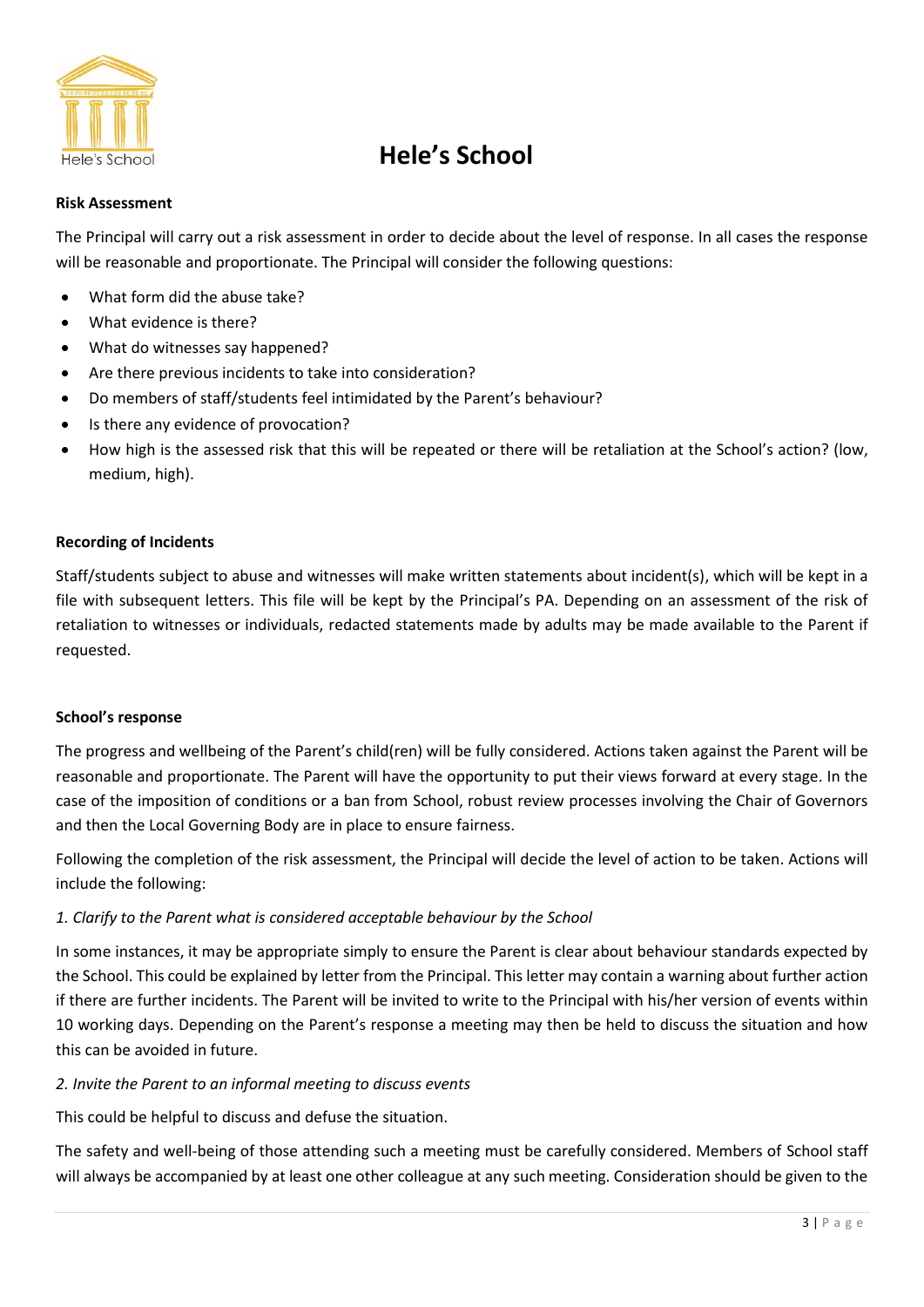**Risk Assessment**

The Principal will carry out a risk assessment in order to decide about the level of response. In all cases the response will be reasonable and proportionate. The Principal will consider the following questions:

- What form did the abuse take?
- What evidence is there?
- What do witnesses say happened?
- Are there previous incidents to take into consideration?
- Do members of staff/students feel intimidated by the Parent's behaviour?
- Is there any evidence of provocation?
- How high is the assessed risk that this will be repeated or there will be retaliation at the School's action? (low, medium, high).

**Recording of Incidents**

Staff/students subject to abuse and witnesses will make written statements about incident(s), which will be kept in a file with subsequent letters. This file will be kept by the Principal's PA. Depending on an assessment of the risk of retaliation to witnesses or individuals, redacted statements made by adults may be made available to the Parent if requested.

**School's response**

The progress and wellbeing of the Parent's child(ren) will be fully considered. Actions taken against the Parent will be reasonable and proportionate. The Parent will have the opportunity to put their views forward at every stage. In the case of the imposition of conditions or a ban from School, robust review processes involving the Chair of Governors and then the Local Governing Body are in place to ensure fairness.

Following the completion of the risk assessment, the Principal will decide the level of action to be taken. Actions will include the following:

*1. Clarify to the Parent what is considered acceptable behaviour by the School*

In some instances, it may be appropriate simply to ensure the Parent is clear about behaviour standards expected by the School. This could be explained by letter from the Principal. This letter may contain a warning about further action if there are further incidents. The Parent will be invited to write to the Principal with his/her version of events within 10 working days. Depending on the Parent's response a meeting may then be held to discuss the situation and how this can be avoided in future.

*2. Invite the Parent to an informal meeting to discuss events*

This could be helpful to discuss and defuse the situation.

The safety and well-being of those attending such a meeting must be carefully considered. Members of School staff will always be accompanied by at least one other colleague at any such meeting. Consideration should be given to the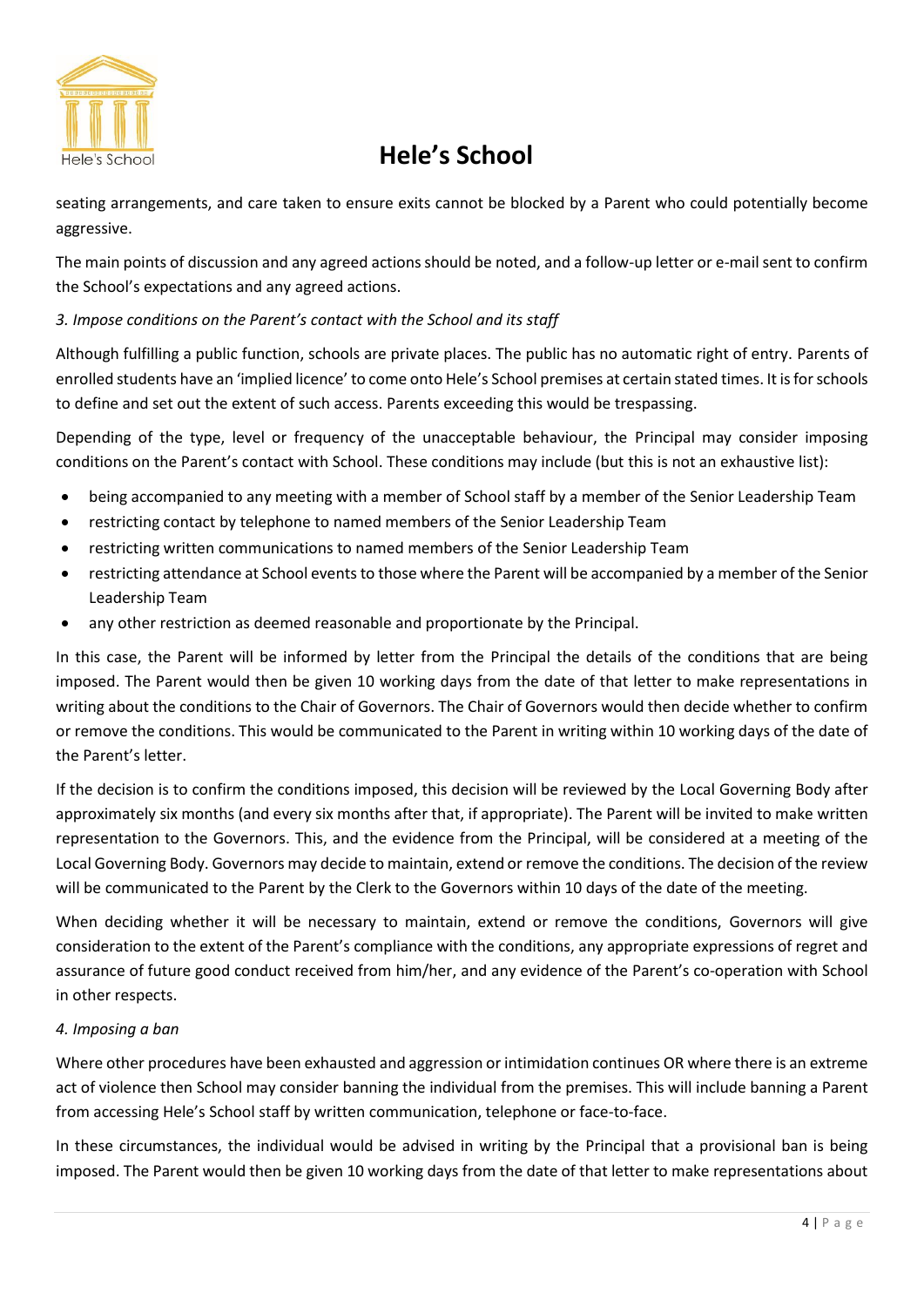seating arrangements, and care taken to ensure exits cannot be blocked by a Parent who could potentially become aggressive.

The main points of discussion and any agreed actions should be noted, and a follow-up letter or e-mail sent to confirm the School's expectations and any agreed actions.

*3. Impose conditions on the Parent's contact with the School and its staff*

Although fulfilling a public function, schools are private places. The public has no automatic right of entry. Parents of enrolled students have an 'implied licence' to come onto Hele's School premises at certain stated times. It is for schools to define and set out the extent of such access. Parents exceeding this would be trespassing.

Depending of the type, level or frequency of the unacceptable behaviour, the Principal may consider imposing conditions on the Parent's contact with School. These conditions may include (but this is not an exhaustive list):

- being accompanied to any meeting with a member of School staff by a member of the Senior Leadership Team
- restricting contact by telephone to named members of the Senior Leadership Team
- restricting written communications to named members of the Senior Leadership Team
- restricting attendance at School events to those where the Parent will be accompanied by a member of the Senior Leadership Team
- any other restriction as deemed reasonable and proportionate by the Principal.

In this case, the Parent will be informed by letter from the Principal the details of the conditions that are being imposed. The Parent would then be given 10 working days from the date of that letter to make representations in writing about the conditions to the Chair of Governors. The Chair of Governors would then decide whether to confirm or remove the conditions. This would be communicated to the Parent in writing within 10 working days of the date of the Parent's letter.

If the decision is to confirm the conditions imposed, this decision will be reviewed by the Local Governing Body after approximately six months (and every six months after that, if appropriate). The Parent will be invited to make written representation to the Governors. This, and the evidence from the Principal, will be considered at a meeting of the Local Governing Body. Governors may decide to maintain, extend or remove the conditions. The decision of the review will be communicated to the Parent by the Clerk to the Governors within 10 days of the date of the meeting.

When deciding whether it will be necessary to maintain, extend or remove the conditions, Governors will give consideration to the extent of the Parent's compliance with the conditions, any appropriate expressions of regret and assurance of future good conduct received from him/her, and any evidence of the Parent's co-operation with School in other respects.

*4. Imposing a ban*

Where other procedures have been exhausted and aggression or intimidation continues OR where there is an extreme act of violence then School may consider banning the individual from the premises. This will include banning a Parent from accessing Hele's School staff by written communication, telephone or face-to-face.

In these circumstances, the individual would be advised in writing by the Principal that a provisional ban is being imposed. The Parent would then be given 10 working days from the date of that letter to make representations about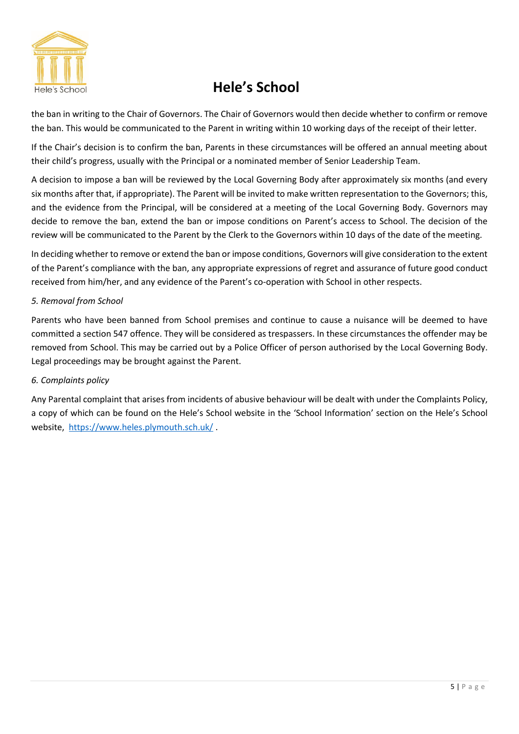the ban in writing to the Chair of Governors. The Chair of Governors would then decide whether to confirm or remove the ban. This would be communicated to the Parent in writing within 10 working days of the receipt of their letter.

If the Chair's decision is to confirm the ban, Parents in these circumstances will be offered an annual meeting about their child's progress, usually with the Principal or a nominated member of Senior Leadership Team.

A decision to impose a ban will be reviewed by the Local Governing Body after approximately six months (and every six months after that, if appropriate). The Parent will be invited to make written representation to the Governors; this, and the evidence from the Principal, will be considered at a meeting of the Local Governing Body. Governors may decide to remove the ban, extend the ban or impose conditions on Parent's access to School. The decision of the review will be communicated to the Parent by the Clerk to the Governors within 10 days of the date of the meeting.

In deciding whether to remove or extend the ban or impose conditions, Governors will give consideration to the extent of the Parent's compliance with the ban, any appropriate expressions of regret and assurance of future good conduct received from him/her, and any evidence of the Parent's co-operation with School in other respects.

*5. Removal from School*

Parents who have been banned from School premises and continue to cause a nuisance will be deemed to have committed a section 547 offence. They will be considered as trespassers. In these circumstances the offender may be removed from School. This may be carried out by a Police Officer of person authorised by the Local Governing Body. Legal proceedings may be brought against the Parent.

*6. Complaints policy*

Any Parental complaint that arises from incidents of abusive behaviour will be dealt with under the Complaints Policy, a copy of which can be found on the Hele's School website in the 'School Information' section on the Hele's School website, [https://www.heles.plymouth.sch.uk/](https://www.heles.plymouth.sch.uk/) .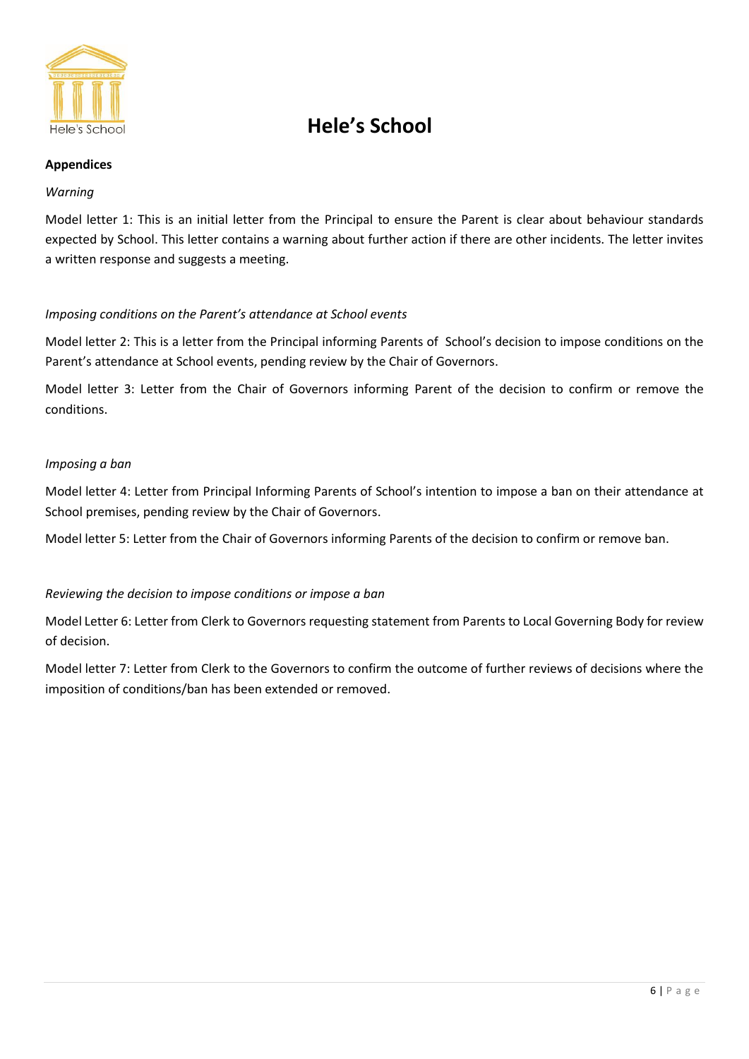## Appendices

*Warning*

Model letter 1: This is an initial letter from the Principal to ensure the Parent is clear about behaviour standards expected by School. This letter contains a warning about further action if there are other incidents. The letter invites a written response and suggests a meeting.

*Imposing conditions on the Parent's attendance at School events*

Model letter 2: This is a letter from the Principal informing Parents of School's decision to impose conditions on the Parent's attendance at School events, pending review by the Chair of Governors.

Model letter 3: Letter from the Chair of Governors informing Parent of the decision to confirm or remove the conditions.

*Imposing a ban*

Model letter 4: Letter from Principal Informing Parents of School's intention to impose a ban on their attendance at School premises, pending review by the Chair of Governors.

Model letter 5: Letter from the Chair of Governors informing Parents of the decision to confirm or remove ban.

*Reviewing the decision to impose conditions or impose a ban*

Model Letter 6: Letter from Clerk to Governors requesting statement from Parents to Local Governing Body for review of decision.

Model letter 7: Letter from Clerk to the Governors to confirm the outcome of further reviews of decisions where the imposition of conditions/ban has been extended or removed.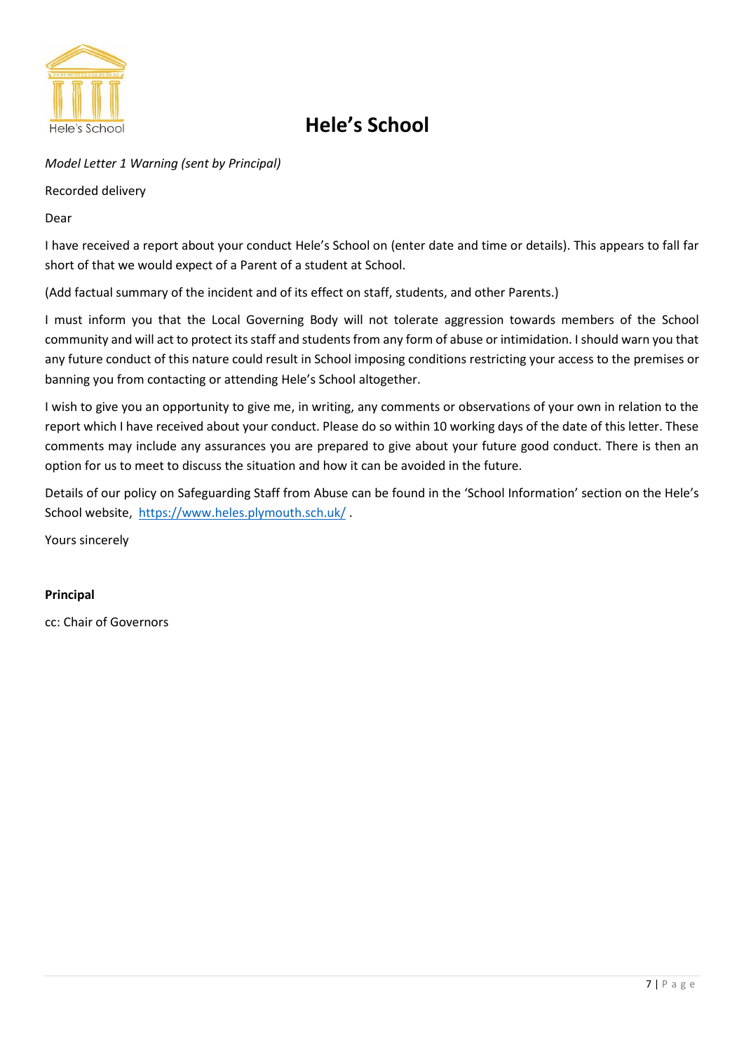# Hele's School

*Model Letter 1 Warning (sent by Principal)*

Recorded delivery

Dear

I have received a report about your conduct Hele's School on (enter date and time or details). This appears to fall far short of that we would expect of a Parent of a student at School.

(Add factual summary of the incident and of its effect on staff, students, and other Parents.)

I must inform you that the Local Governing Body will not tolerate aggression towards members of the School community and will act to protect its staff and students from any form of abuse or intimidation. I should warn you that any future conduct of this nature could result in School imposing conditions restricting your access to the premises or banning you from contacting or attending Hele's School altogether.

I wish to give you an opportunity to give me, in writing, any comments or observations of your own in relation to the report which I have received about your conduct. Please do so within 10 working days of the date of this letter. These comments may include any assurances you are prepared to give about your future good conduct. There is then an option for us to meet to discuss the situation and how it can be avoided in the future.

Details of our policy on Safeguarding Staff from Abuse can be found in the 'School Information' section on the Hele's School website, https://www.heles.plymouth.sch.uk/ .

Yours sincerely

**Principal**

cc: Chair of Governors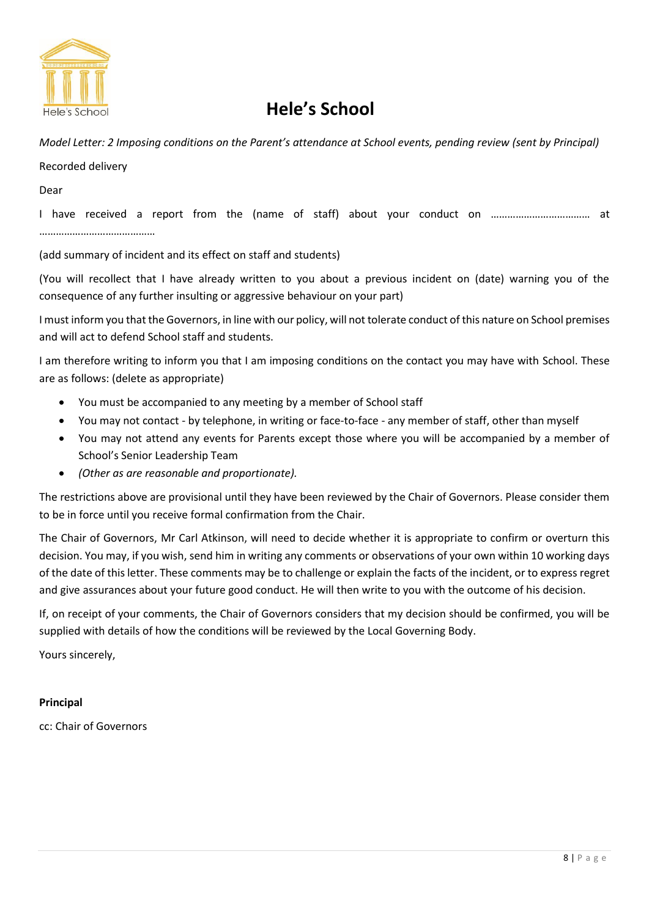# Hele's School

*Model Letter: 2 Imposing conditions on the Parent's attendance at School events, pending review (sent by Principal)*

Recorded delivery

Dear

I have received a report from the (name of staff) about your conduct on ……………………………… at ……………………………………

(add summary of incident and its effect on staff and students)

(You will recollect that I have already written to you about a previous incident on (date) warning you of the consequence of any further insulting or aggressive behaviour on your part)

I must inform you that the Governors, in line with our policy, will not tolerate conduct of this nature on School premises and will act to defend School staff and students.

I am therefore writing to inform you that I am imposing conditions on the contact you may have with School. These are as follows: (delete as appropriate)

- You must be accompanied to any meeting by a member of School staff
- You may not contact - by telephone, in writing or face-to-face - any member of staff, other than myself
- You may not attend any events for Parents except those where you will be accompanied by a member of School's Senior Leadership Team
- *(Other as are reasonable and proportionate).*

The restrictions above are provisional until they have been reviewed by the Chair of Governors. Please consider them to be in force until you receive formal confirmation from the Chair.

The Chair of Governors, Mr Carl Atkinson, will need to decide whether it is appropriate to confirm or overturn this decision. You may, if you wish, send him in writing any comments or observations of your own within 10 working days of the date of this letter. These comments may be to challenge or explain the facts of the incident, or to express regret and give assurances about your future good conduct. He will then write to you with the outcome of his decision.

If, on receipt of your comments, the Chair of Governors considers that my decision should be confirmed, you will be supplied with details of how the conditions will be reviewed by the Local Governing Body.

Yours sincerely,

**Principal**

cc: Chair of Governors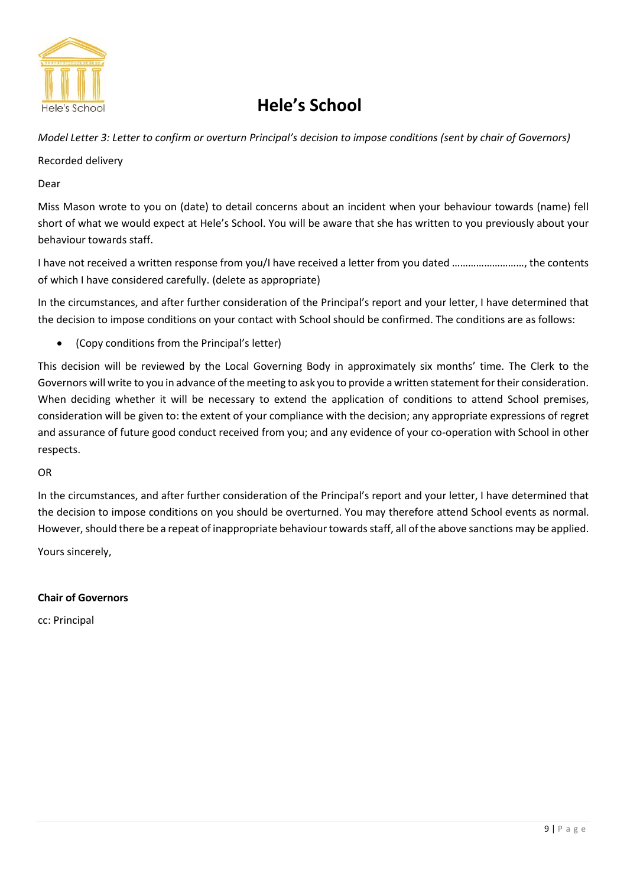# Hele's School

*Model Letter 3: Letter to confirm or overturn Principal's decision to impose conditions (sent by chair of Governors)*

Recorded delivery

Dear

Miss Mason wrote to you on (date) to detail concerns about an incident when your behaviour towards (name) fell short of what we would expect at Hele's School. You will be aware that she has written to you previously about your behaviour towards staff.

I have not received a written response from you/I have received a letter from you dated ………………………, the contents of which I have considered carefully. (delete as appropriate)

In the circumstances, and after further consideration of the Principal's report and your letter, I have determined that the decision to impose conditions on your contact with School should be confirmed. The conditions are as follows:

- (Copy conditions from the Principal's letter)

This decision will be reviewed by the Local Governing Body in approximately six months' time. The Clerk to the Governors will write to you in advance of the meeting to ask you to provide a written statement for their consideration. When deciding whether it will be necessary to extend the application of conditions to attend School premises, consideration will be given to: the extent of your compliance with the decision; any appropriate expressions of regret and assurance of future good conduct received from you; and any evidence of your co-operation with School in other respects.

OR

In the circumstances, and after further consideration of the Principal's report and your letter, I have determined that the decision to impose conditions on you should be overturned. You may therefore attend School events as normal. However, should there be a repeat of inappropriate behaviour towards staff, all of the above sanctions may be applied.

Yours sincerely,

**Chair of Governors**

cc: Principal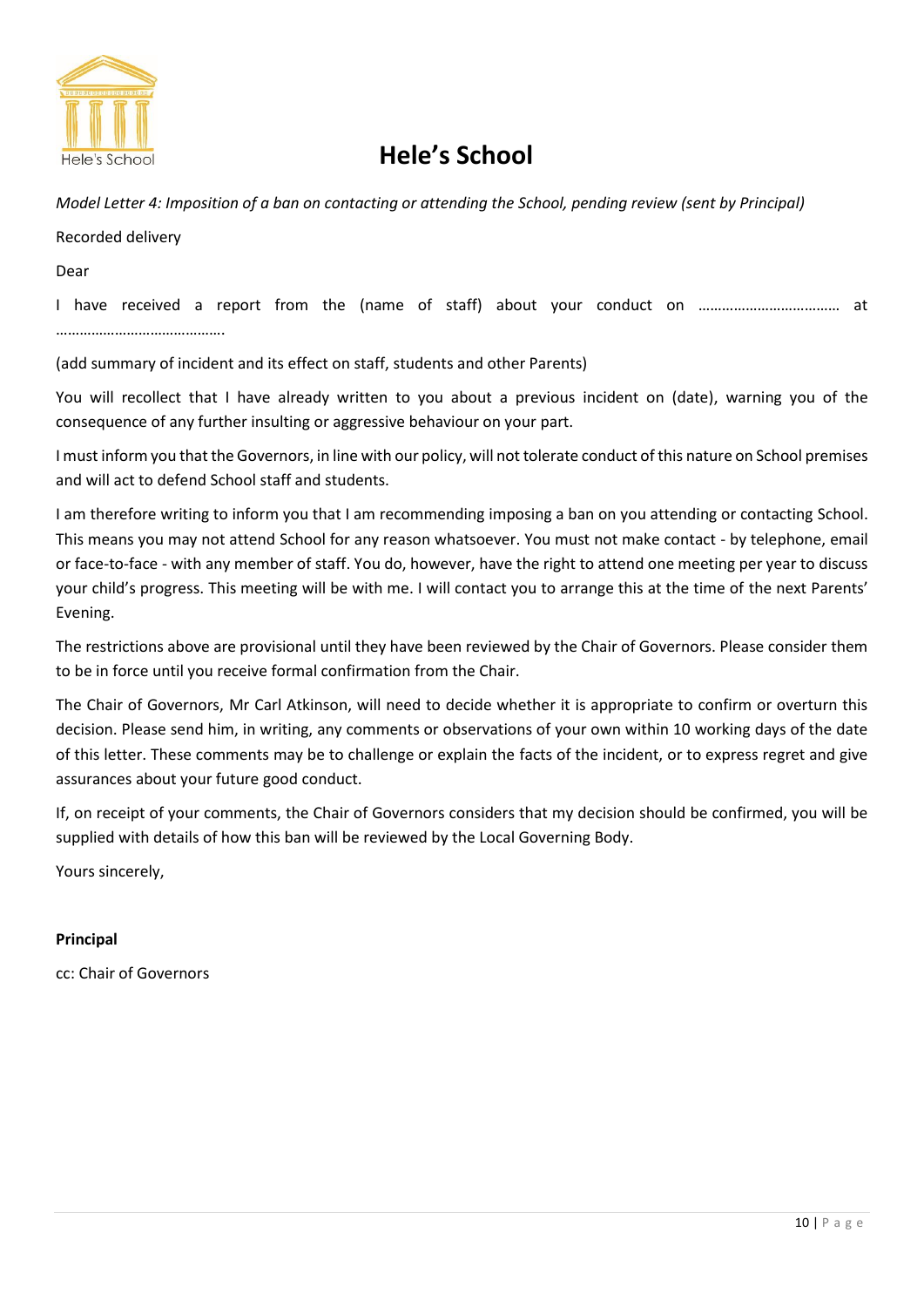# Hele's School

*Model Letter 4: Imposition of a ban on contacting or attending the School, pending review (sent by Principal)*

Recorded delivery

Dear

I have received a report from the (name of staff) about your conduct on ……………………………… at …………………………………….

(add summary of incident and its effect on staff, students and other Parents)

You will recollect that I have already written to you about a previous incident on (date), warning you of the consequence of any further insulting or aggressive behaviour on your part.

I must inform you that the Governors, in line with our policy, will not tolerate conduct of this nature on School premises and will act to defend School staff and students.

I am therefore writing to inform you that I am recommending imposing a ban on you attending or contacting School. This means you may not attend School for any reason whatsoever. You must not make contact - by telephone, email or face-to-face - with any member of staff. You do, however, have the right to attend one meeting per year to discuss your child's progress. This meeting will be with me. I will contact you to arrange this at the time of the next Parents' Evening.

The restrictions above are provisional until they have been reviewed by the Chair of Governors. Please consider them to be in force until you receive formal confirmation from the Chair.

The Chair of Governors, Mr Carl Atkinson, will need to decide whether it is appropriate to confirm or overturn this decision. Please send him, in writing, any comments or observations of your own within 10 working days of the date of this letter. These comments may be to challenge or explain the facts of the incident, or to express regret and give assurances about your future good conduct.

If, on receipt of your comments, the Chair of Governors considers that my decision should be confirmed, you will be supplied with details of how this ban will be reviewed by the Local Governing Body.

Yours sincerely,

**Principal**

cc: Chair of Governors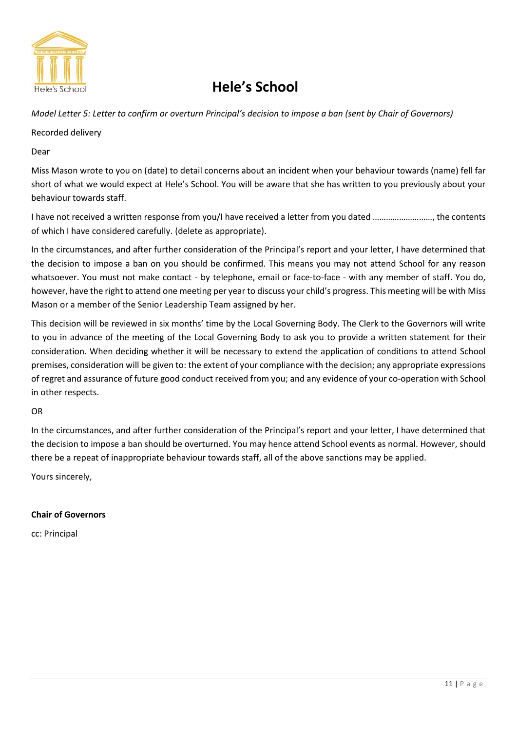# Hele's School

*Model Letter 5: Letter to confirm or overturn Principal's decision to impose a ban (sent by Chair of Governors)*

Recorded delivery

Dear

Miss Mason wrote to you on (date) to detail concerns about an incident when your behaviour towards (name) fell far short of what we would expect at Hele's School. You will be aware that she has written to you previously about your behaviour towards staff.

I have not received a written response from you/I have received a letter from you dated ………………………, the contents of which I have considered carefully. (delete as appropriate).

In the circumstances, and after further consideration of the Principal's report and your letter, I have determined that the decision to impose a ban on you should be confirmed. This means you may not attend School for any reason whatsoever. You must not make contact - by telephone, email or face-to-face - with any member of staff. You do, however, have the right to attend one meeting per year to discuss your child's progress. This meeting will be with Miss Mason or a member of the Senior Leadership Team assigned by her.

This decision will be reviewed in six months' time by the Local Governing Body. The Clerk to the Governors will write to you in advance of the meeting of the Local Governing Body to ask you to provide a written statement for their consideration. When deciding whether it will be necessary to extend the application of conditions to attend School premises, consideration will be given to: the extent of your compliance with the decision; any appropriate expressions of regret and assurance of future good conduct received from you; and any evidence of your co-operation with School in other respects.

OR

In the circumstances, and after further consideration of the Principal's report and your letter, I have determined that the decision to impose a ban should be overturned. You may hence attend School events as normal. However, should there be a repeat of inappropriate behaviour towards staff, all of the above sanctions may be applied.

Yours sincerely,

**Chair of Governors**

cc: Principal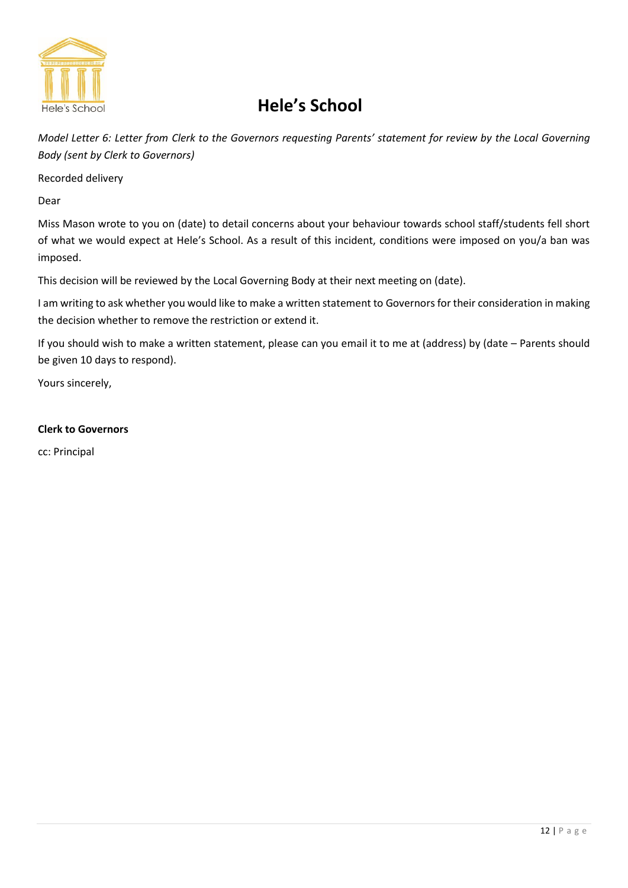# Hele's School

*Model Letter 6: Letter from Clerk to the Governors requesting Parents' statement for review by the Local Governing Body (sent by Clerk to Governors)*

Recorded delivery

Dear

Miss Mason wrote to you on (date) to detail concerns about your behaviour towards school staff/students fell short of what we would expect at Hele's School. As a result of this incident, conditions were imposed on you/a ban was imposed.

This decision will be reviewed by the Local Governing Body at their next meeting on (date).

I am writing to ask whether you would like to make a written statement to Governors for their consideration in making the decision whether to remove the restriction or extend it.

If you should wish to make a written statement, please can you email it to me at (address) by (date – Parents should be given 10 days to respond).

Yours sincerely,

**Clerk to Governors**

cc: Principal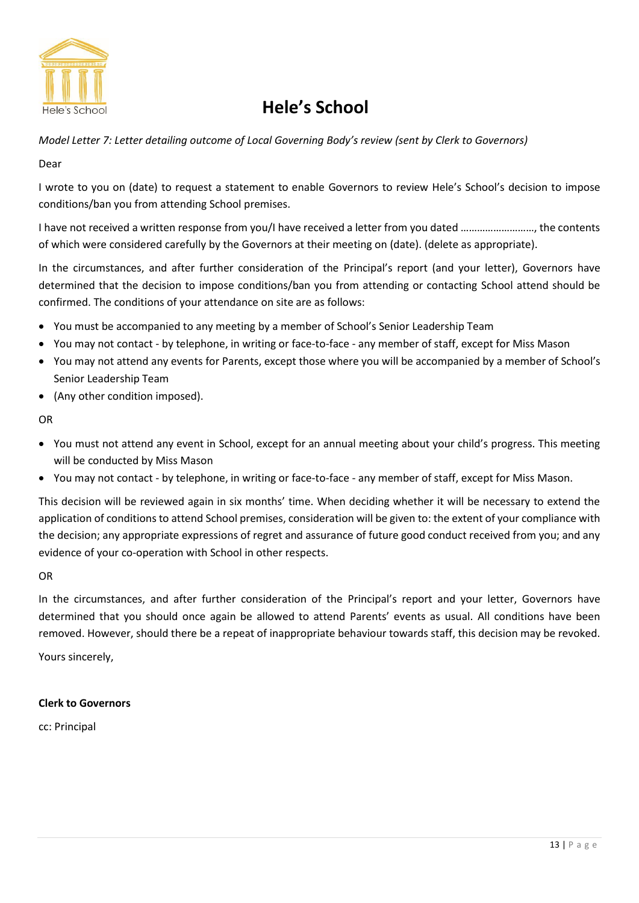# Hele's School

*Model Letter 7: Letter detailing outcome of Local Governing Body's review (sent by Clerk to Governors)*

Dear

I wrote to you on (date) to request a statement to enable Governors to review Hele's School's decision to impose conditions/ban you from attending School premises.

I have not received a written response from you/I have received a letter from you dated ………………………, the contents of which were considered carefully by the Governors at their meeting on (date). (delete as appropriate).

In the circumstances, and after further consideration of the Principal's report (and your letter), Governors have determined that the decision to impose conditions/ban you from attending or contacting School attend should be confirmed. The conditions of your attendance on site are as follows:

- You must be accompanied to any meeting by a member of School's Senior Leadership Team
- You may not contact - by telephone, in writing or face-to-face - any member of staff, except for Miss Mason
- You may not attend any events for Parents, except those where you will be accompanied by a member of School's Senior Leadership Team
- (Any other condition imposed).

OR

- You must not attend any event in School, except for an annual meeting about your child's progress. This meeting will be conducted by Miss Mason
- You may not contact - by telephone, in writing or face-to-face - any member of staff, except for Miss Mason.

This decision will be reviewed again in six months' time. When deciding whether it will be necessary to extend the application of conditions to attend School premises, consideration will be given to: the extent of your compliance with the decision; any appropriate expressions of regret and assurance of future good conduct received from you; and any evidence of your co-operation with School in other respects.

OR

In the circumstances, and after further consideration of the Principal's report and your letter, Governors have determined that you should once again be allowed to attend Parents' events as usual. All conditions have been removed. However, should there be a repeat of inappropriate behaviour towards staff, this decision may be revoked.

Yours sincerely,

**Clerk to Governors**

cc: Principal